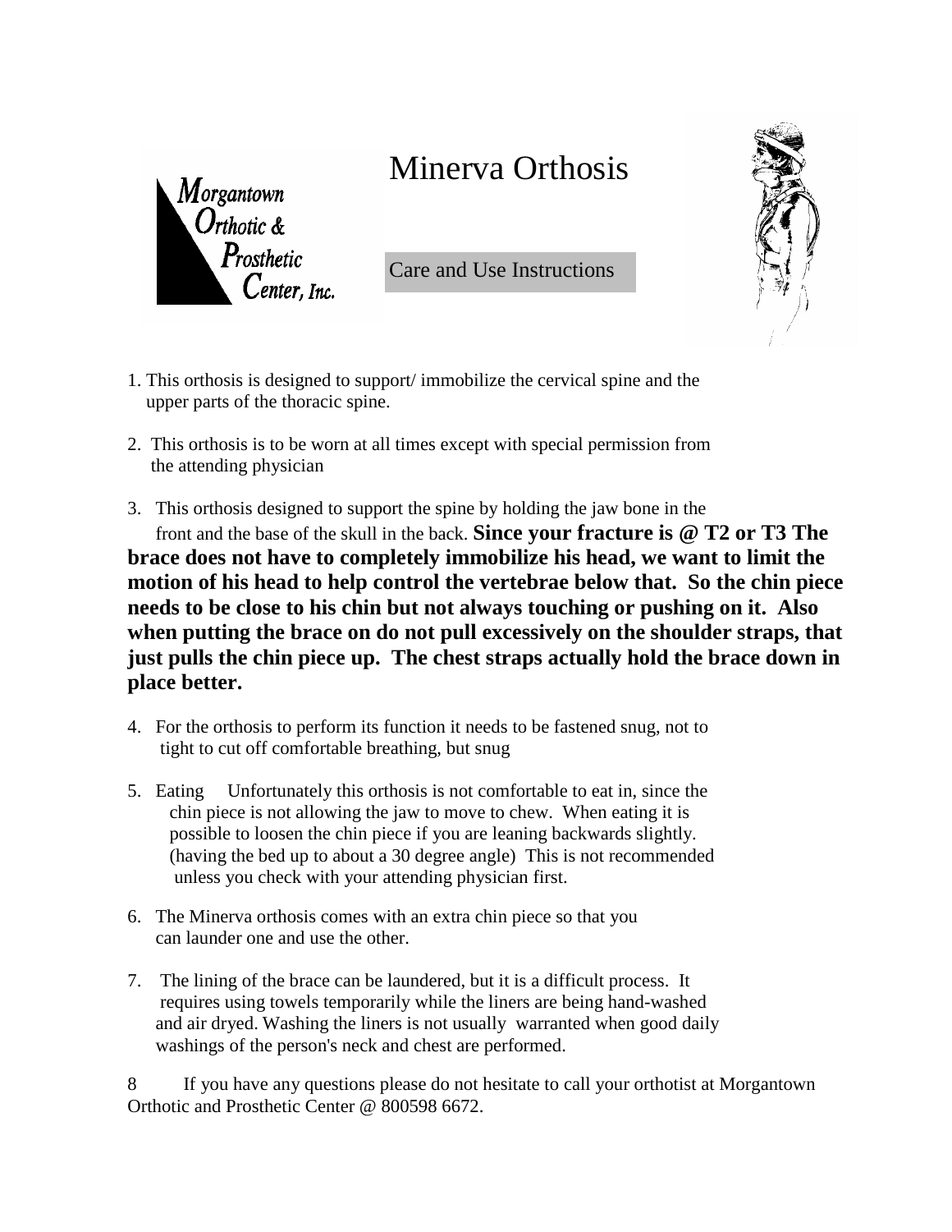Morgantown Orthotic & Prosthetic Center, Inc.

# Minerva Orthosis

Care and Use Instructions

1. This orthosis is designed to support/ immobilize the cervical spine and the upper parts of the thoracic spine.

2. This orthosis is to be worn at all times except with special permission from the attending physician

3. This orthosis designed to support the spine by holding the jaw bone in the front and the base of the skull in the back. **Since your fracture is @ T2 or T3 The brace does not have to completely immobilize his head, we want to limit the motion of his head to help control the vertebrae below that. So the chin piece needs to be close to his chin but not always touching or pushing on it. Also when putting the brace on do not pull excessively on the shoulder straps, that just pulls the chin piece up. The chest straps actually hold the brace down in place better.**

4. For the orthosis to perform its function it needs to be fastened snug, not to tight to cut off comfortable breathing, but snug

5. Eating   Unfortunately this orthosis is not comfortable to eat in, since the chin piece is not allowing the jaw to move to chew. When eating it is possible to loosen the chin piece if you are leaning backwards slightly. (having the bed up to about a 30 degree angle) This is not recommended unless you check with your attending physician first.

6. The Minerva orthosis comes with an extra chin piece so that you can launder one and use the other.

7. The lining of the brace can be laundered, but it is a difficult process. It requires using towels temporarily while the liners are being hand-washed and air dryed. Washing the liners is not usually warranted when good daily washings of the person's neck and chest are performed.

8 If you have any questions please do not hesitate to call your orthotist at Morgantown Orthotic and Prosthetic Center @ 800598 6672.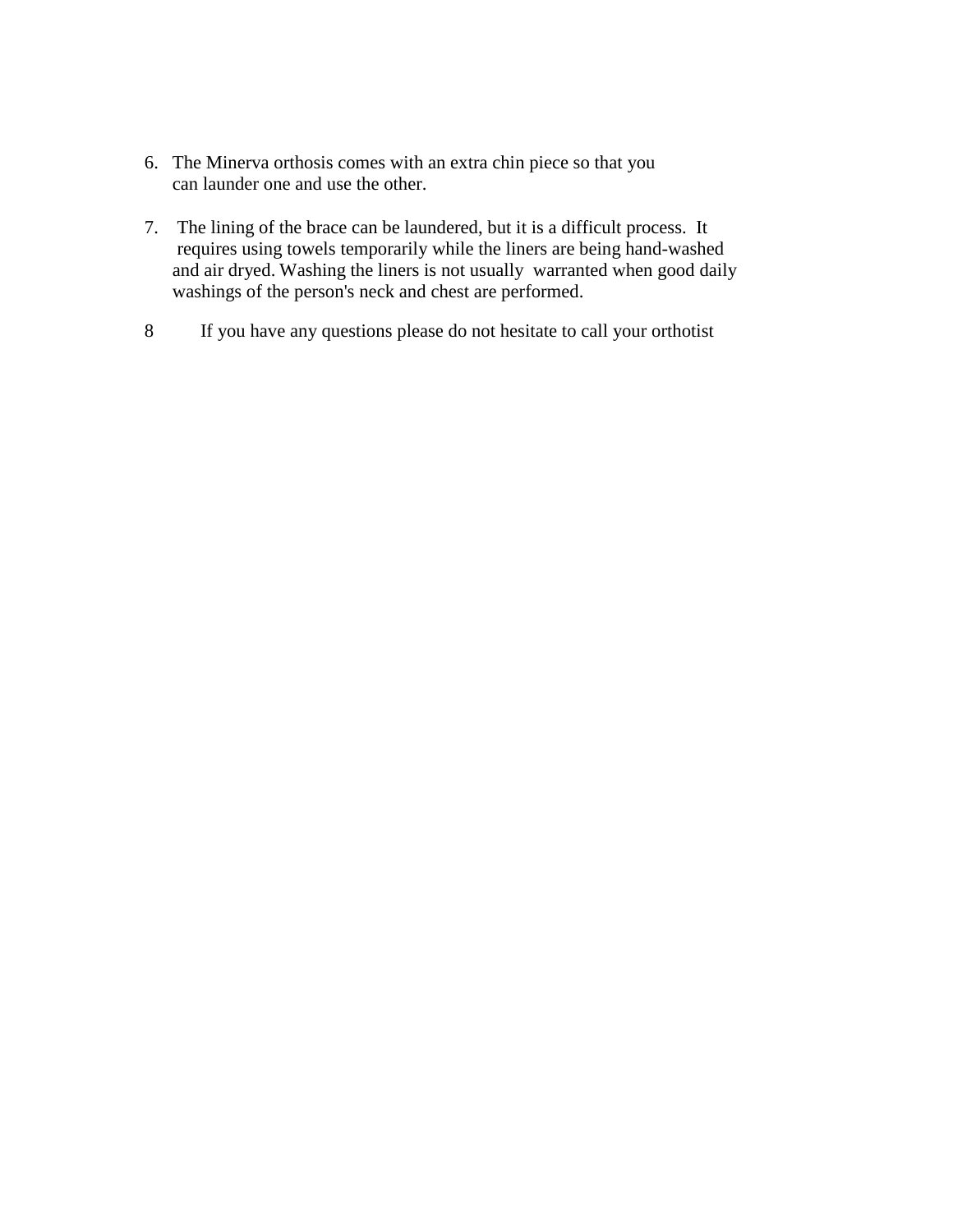6. The Minerva orthosis comes with an extra chin piece so that you can launder one and use the other.

7. The lining of the brace can be laundered, but it is a difficult process. It requires using towels temporarily while the liners are being hand-washed and air dryed. Washing the liners is not usually warranted when good daily washings of the person's neck and chest are performed.

8 If you have any questions please do not hesitate to call your orthotist